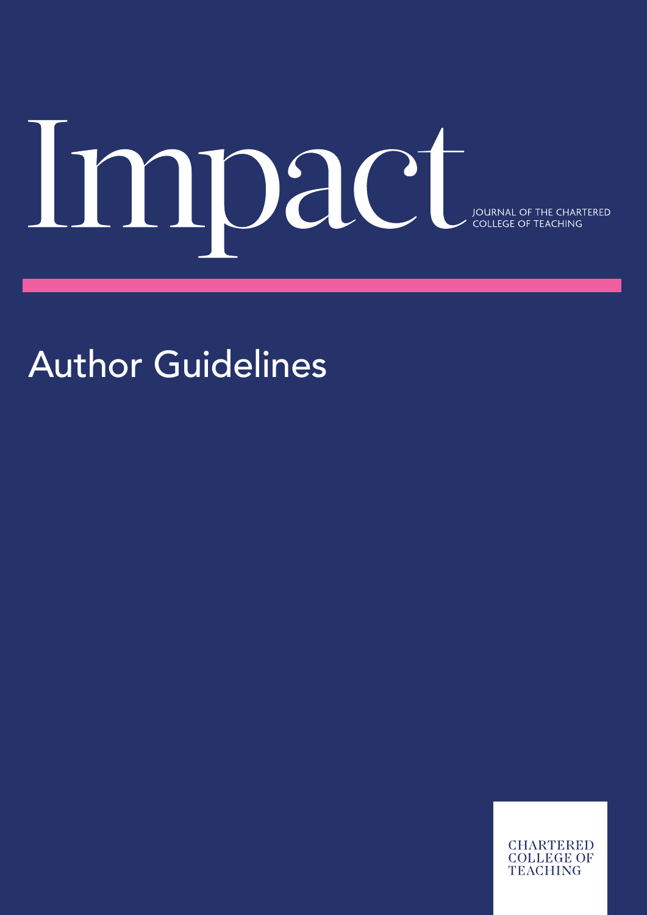# Impact

JOURNAL OF THE CHARTERED COLLEGE OF TEACHING

## Author Guidelines

CHARTERED COLLEGE OF TEACHING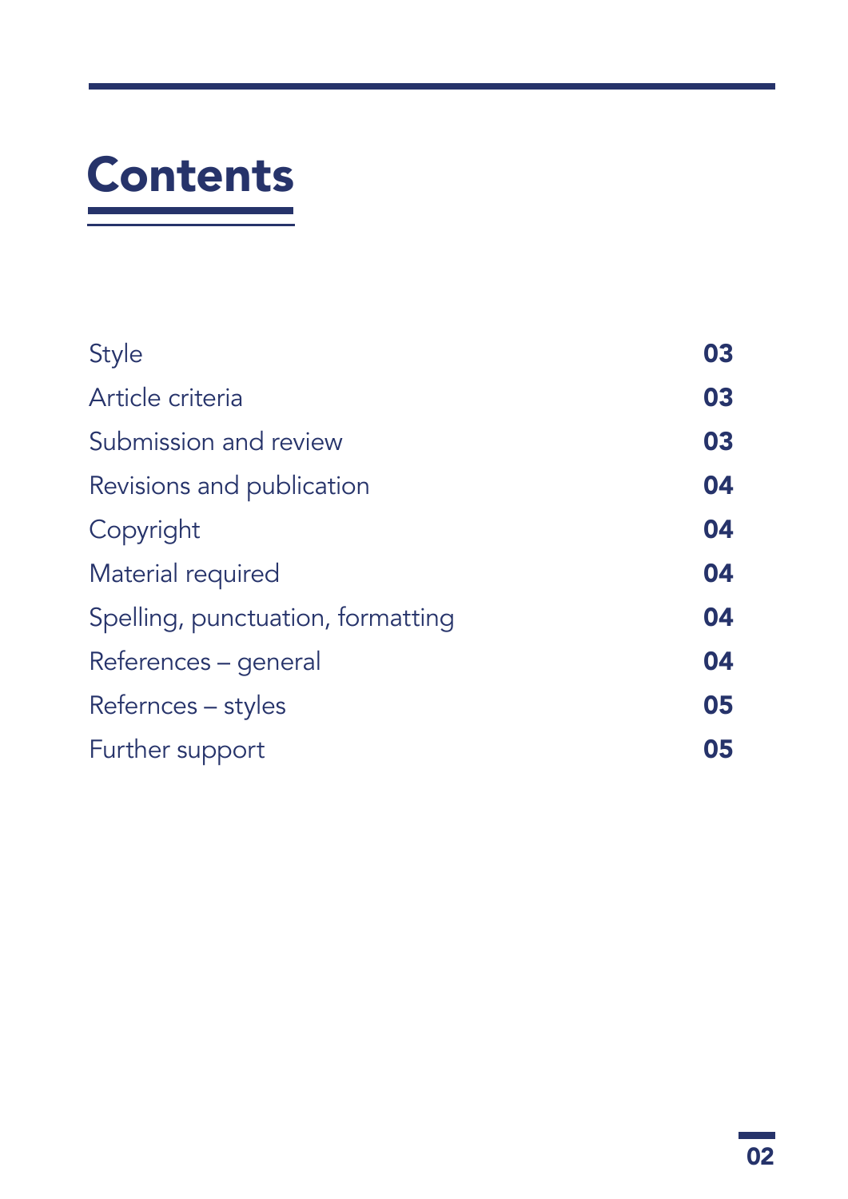# Contents

| | |
|---|---|
| Style | **03** |
| Article criteria | **03** |
| Submission and review | **03** |
| Revisions and publication | **04** |
| Copyright | **04** |
| Material required | **04** |
| Spelling, punctuation, formatting | **04** |
| References – general | **04** |
| Refernces – styles | **05** |
| Further support | **05** |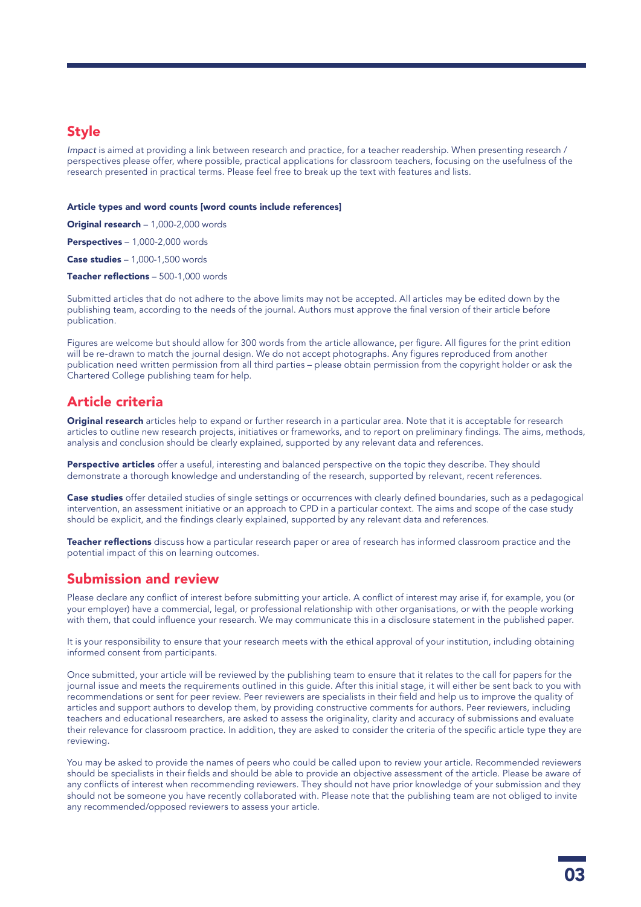## Style

*Impact* is aimed at providing a link between research and practice, for a teacher readership. When presenting research / perspectives please offer, where possible, practical applications for classroom teachers, focusing on the usefulness of the research presented in practical terms. Please feel free to break up the text with features and lists.

**Article types and word counts [word counts include references]**

**Original research** – 1,000-2,000 words

**Perspectives** – 1,000-2,000 words

**Case studies** – 1,000-1,500 words

**Teacher reflections** – 500-1,000 words

Submitted articles that do not adhere to the above limits may not be accepted. All articles may be edited down by the publishing team, according to the needs of the journal. Authors must approve the final version of their article before publication.

Figures are welcome but should allow for 300 words from the article allowance, per figure. All figures for the print edition will be re-drawn to match the journal design. We do not accept photographs. Any figures reproduced from another publication need written permission from all third parties – please obtain permission from the copyright holder or ask the Chartered College publishing team for help.

## Article criteria

**Original research** articles help to expand or further research in a particular area. Note that it is acceptable for research articles to outline new research projects, initiatives or frameworks, and to report on preliminary findings. The aims, methods, analysis and conclusion should be clearly explained, supported by any relevant data and references.

**Perspective articles** offer a useful, interesting and balanced perspective on the topic they describe. They should demonstrate a thorough knowledge and understanding of the research, supported by relevant, recent references.

**Case studies** offer detailed studies of single settings or occurrences with clearly defined boundaries, such as a pedagogical intervention, an assessment initiative or an approach to CPD in a particular context. The aims and scope of the case study should be explicit, and the findings clearly explained, supported by any relevant data and references.

**Teacher reflections** discuss how a particular research paper or area of research has informed classroom practice and the potential impact of this on learning outcomes.

## Submission and review

Please declare any conflict of interest before submitting your article. A conflict of interest may arise if, for example, you (or your employer) have a commercial, legal, or professional relationship with other organisations, or with the people working with them, that could influence your research. We may communicate this in a disclosure statement in the published paper.

It is your responsibility to ensure that your research meets with the ethical approval of your institution, including obtaining informed consent from participants.

Once submitted, your article will be reviewed by the publishing team to ensure that it relates to the call for papers for the journal issue and meets the requirements outlined in this guide. After this initial stage, it will either be sent back to you with recommendations or sent for peer review. Peer reviewers are specialists in their field and help us to improve the quality of articles and support authors to develop them, by providing constructive comments for authors. Peer reviewers, including teachers and educational researchers, are asked to assess the originality, clarity and accuracy of submissions and evaluate their relevance for classroom practice. In addition, they are asked to consider the criteria of the specific article type they are reviewing.

You may be asked to provide the names of peers who could be called upon to review your article. Recommended reviewers should be specialists in their fields and should be able to provide an objective assessment of the article. Please be aware of any conflicts of interest when recommending reviewers. They should not have prior knowledge of your submission and they should not be someone you have recently collaborated with. Please note that the publishing team are not obliged to invite any recommended/opposed reviewers to assess your article.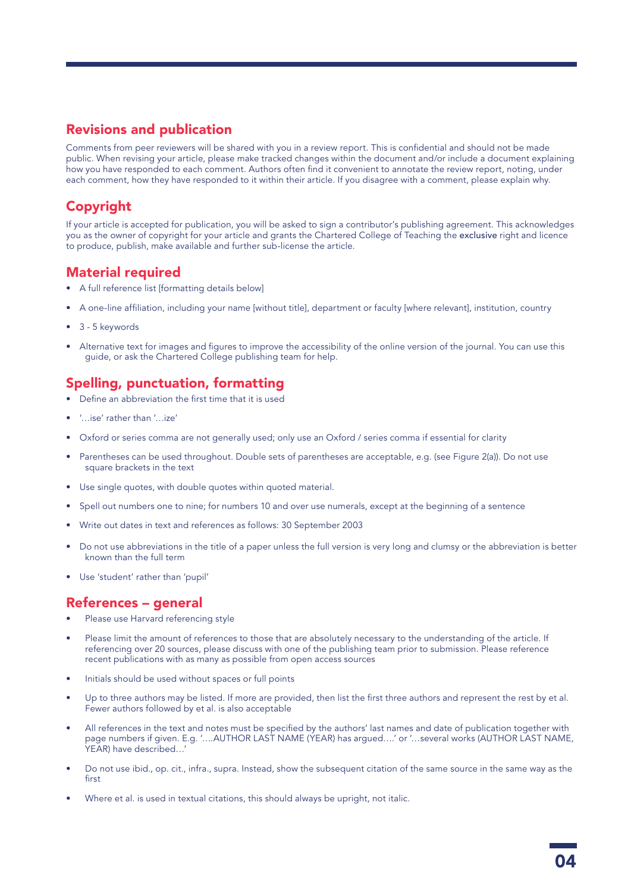## Revisions and publication

Comments from peer reviewers will be shared with you in a review report. This is confidential and should not be made public. When revising your article, please make tracked changes within the document and/or include a document explaining how you have responded to each comment. Authors often find it convenient to annotate the review report, noting, under each comment, how they have responded to it within their article. If you disagree with a comment, please explain why.

## Copyright

If your article is accepted for publication, you will be asked to sign a contributor's publishing agreement. This acknowledges you as the owner of copyright for your article and grants the Chartered College of Teaching the **exclusive** right and licence to produce, publish, make available and further sub-license the article.

## Material required

- A full reference list [formatting details below]
- A one-line affiliation, including your name [without title], department or faculty [where relevant], institution, country
- 3 - 5 keywords
- Alternative text for images and figures to improve the accessibility of the online version of the journal. You can use this guide, or ask the Chartered College publishing team for help.

## Spelling, punctuation, formatting

- Define an abbreviation the first time that it is used
- '…ise' rather than '…ize'
- Oxford or series comma are not generally used; only use an Oxford / series comma if essential for clarity
- Parentheses can be used throughout. Double sets of parentheses are acceptable, e.g. (see Figure 2(a)). Do not use square brackets in the text
- Use single quotes, with double quotes within quoted material.
- Spell out numbers one to nine; for numbers 10 and over use numerals, except at the beginning of a sentence
- Write out dates in text and references as follows: 30 September 2003
- Do not use abbreviations in the title of a paper unless the full version is very long and clumsy or the abbreviation is better known than the full term
- Use 'student' rather than 'pupil'

## References – general

- Please use Harvard referencing style
- Please limit the amount of references to those that are absolutely necessary to the understanding of the article. If referencing over 20 sources, please discuss with one of the publishing team prior to submission. Please reference recent publications with as many as possible from open access sources
- Initials should be used without spaces or full points
- Up to three authors may be listed. If more are provided, then list the first three authors and represent the rest by et al. Fewer authors followed by et al. is also acceptable
- All references in the text and notes must be specified by the authors' last names and date of publication together with page numbers if given. E.g. '….AUTHOR LAST NAME (YEAR) has argued….' or '…several works (AUTHOR LAST NAME, YEAR) have described…'
- Do not use ibid., op. cit., infra., supra. Instead, show the subsequent citation of the same source in the same way as the first
- Where et al. is used in textual citations, this should always be upright, not italic.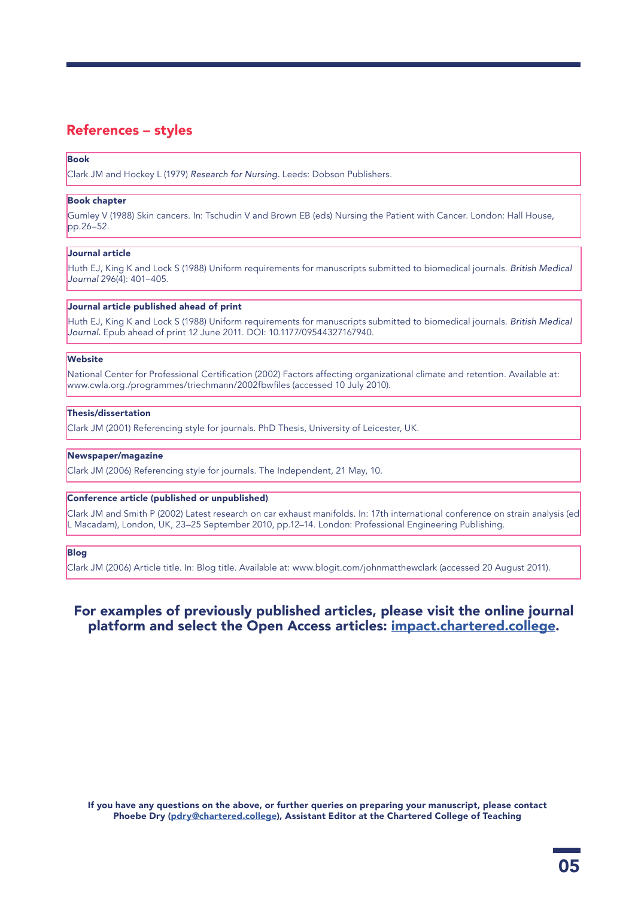## References – styles

**Book**

Clark JM and Hockey L (1979) *Research for Nursing*. Leeds: Dobson Publishers.

**Book chapter**

Gumley V (1988) Skin cancers. In: Tschudin V and Brown EB (eds) Nursing the Patient with Cancer. London: Hall House, pp.26–52.

**Journal article**

Huth EJ, King K and Lock S (1988) Uniform requirements for manuscripts submitted to biomedical journals. *British Medical Journal* 296(4): 401–405.

**Journal article published ahead of print**

Huth EJ, King K and Lock S (1988) Uniform requirements for manuscripts submitted to biomedical journals. *British Medical Journal*. Epub ahead of print 12 June 2011. DOI: 10.1177/09544327167940.

**Website**

National Center for Professional Certification (2002) Factors affecting organizational climate and retention. Available at: www.cwla.org./programmes/triechmann/2002fbwfiles (accessed 10 July 2010).

**Thesis/dissertation**

Clark JM (2001) Referencing style for journals. PhD Thesis, University of Leicester, UK.

**Newspaper/magazine**

Clark JM (2006) Referencing style for journals. The Independent, 21 May, 10.

**Conference article (published or unpublished)**

Clark JM and Smith P (2002) Latest research on car exhaust manifolds. In: 17th international conference on strain analysis (ed L Macadam), London, UK, 23–25 September 2010, pp.12–14. London: Professional Engineering Publishing.

**Blog**

Clark JM (2006) Article title. In: Blog title. Available at: www.blogit.com/johnmatthewclark (accessed 20 August 2011).

**For examples of previously published articles, please visit the online journal platform and select the Open Access articles: [impact.chartered.college](impact.chartered.college).**

**If you have any questions on the above, or further queries on preparing your manuscript, please contact Phoebe Dry ([pdry@chartered.college](mailto:pdry@chartered.college)), Assistant Editor at the Chartered College of Teaching**